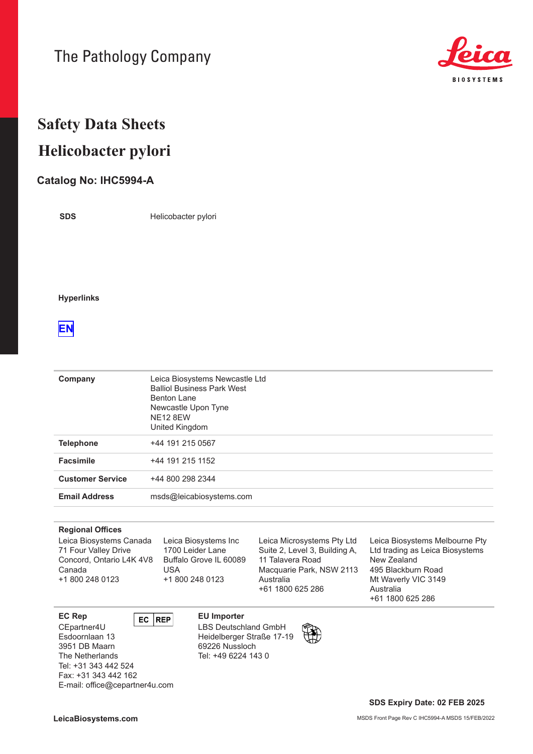The Pathology Company

Leica BIOSYSTEMS

# Safety Data Sheets

# Helicobacter pylori

## Catalog No: IHC5994-A

| | |
|---|---|
| **SDS** | Helicobacter pylori |

**Hyperlinks**

EN

| | |
|---|---|
| **Company** | Leica Biosystems Newcastle Ltd<br>Balliol Business Park West<br>Benton Lane<br>Newcastle Upon Tyne<br>NE12 8EW<br>United Kingdom |
| **Telephone** | +44 191 215 0567 |
| **Facsimile** | +44 191 215 1152 |
| **Customer Service** | +44 800 298 2344 |
| **Email Address** | msds@leicabiosystems.com |

**Regional Offices**

Leica Biosystems Canada
71 Four Valley Drive
Concord, Ontario L4K 4V8
Canada
+1 800 248 0123

Leica Biosystems Inc
1700 Leider Lane
Buffalo Grove IL 60089
USA
+1 800 248 0123

Leica Microsystems Pty Ltd
Suite 2, Level 3, Building A,
11 Talavera Road
Macquarie Park, NSW 2113
Australia
+61 1800 625 286

Leica Biosystems Melbourne Pty Ltd trading as Leica Biosystems
New Zealand
495 Blackburn Road
Mt Waverly VIC 3149
Australia
+61 1800 625 286

**EC Rep** EC REP
CEpartner4U
Esdoornlaan 13
3951 DB Maarn
The Netherlands
Tel: +31 343 442 524
Fax: +31 343 442 162
E-mail: office@cepartner4u.com

**EU Importer**
LBS Deutschland GmbH
Heidelberger Straße 17-19
69226 Nussloch
Tel: +49 6224 143 0

**SDS Expiry Date: 02 FEB 2025**

**LeicaBiosystems.com**

MSDS Front Page Rev C IHC5994-A MSDS 15/FEB/2022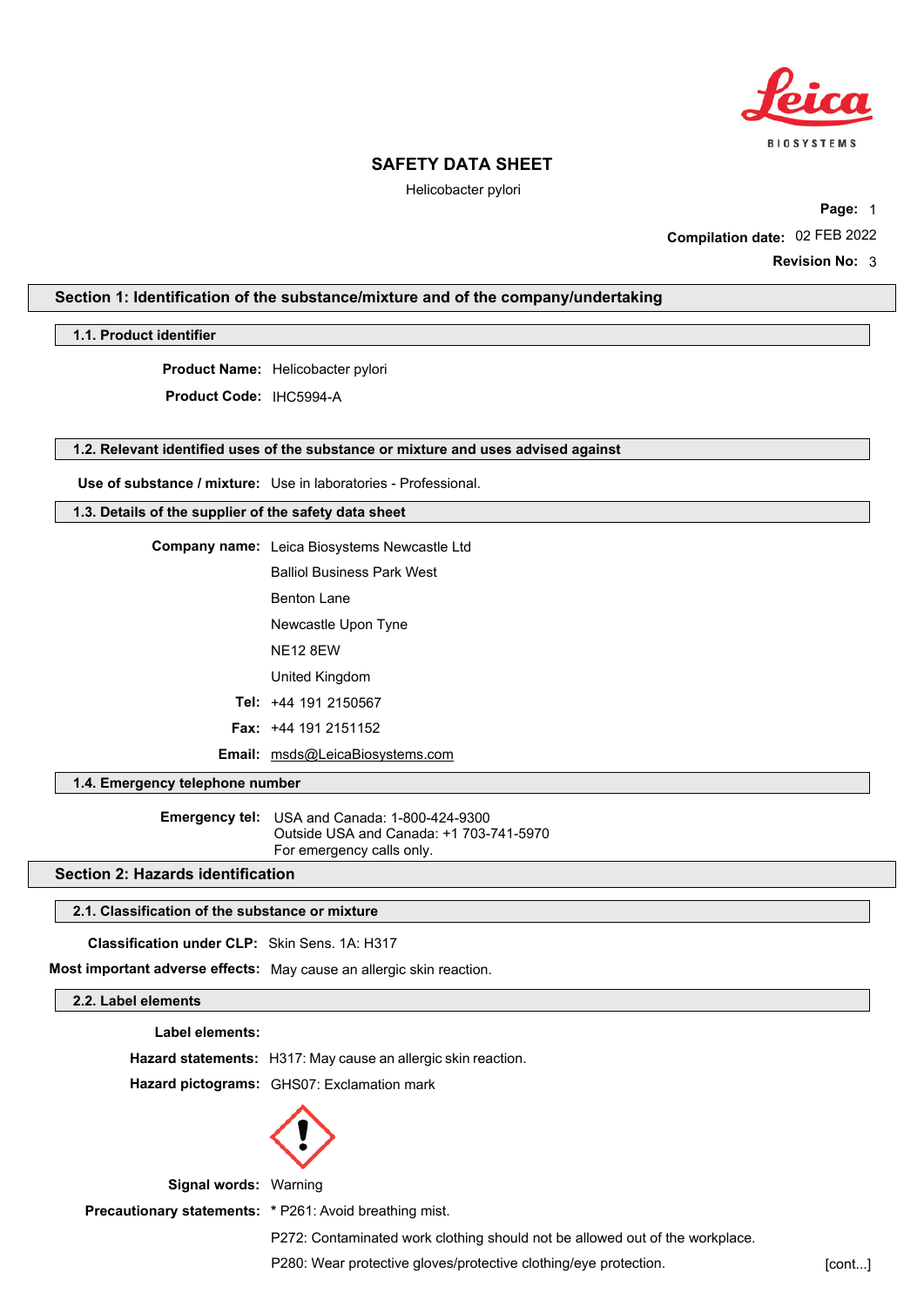# SAFETY DATA SHEET

Helicobacter pylori

**Compilation date:** 02 FEB 2022

**Revision No:** 3

## Section 1: Identification of the substance/mixture and of the company/undertaking

### 1.1. Product identifier

**Product Name:** Helicobacter pylori

**Product Code:** IHC5994-A

### 1.2. Relevant identified uses of the substance or mixture and uses advised against

**Use of substance / mixture:** Use in laboratories - Professional.

### 1.3. Details of the supplier of the safety data sheet

**Company name:** Leica Biosystems Newcastle Ltd

Balliol Business Park West

Benton Lane

Newcastle Upon Tyne

NE12 8EW

United Kingdom

**Tel:** +44 191 2150567

**Fax:** +44 191 2151152

**Email:** msds@LeicaBiosystems.com

### 1.4. Emergency telephone number

**Emergency tel:** USA and Canada: 1-800-424-9300
Outside USA and Canada: +1 703-741-5970
For emergency calls only.

## Section 2: Hazards identification

### 2.1. Classification of the substance or mixture

**Classification under CLP:** Skin Sens. 1A: H317

**Most important adverse effects:** May cause an allergic skin reaction.

### 2.2. Label elements

**Label elements:**

**Hazard statements:** H317: May cause an allergic skin reaction.

**Hazard pictograms:** GHS07: Exclamation mark

**Signal words:** Warning

**Precautionary statements:** * P261: Avoid breathing mist.

P272: Contaminated work clothing should not be allowed out of the workplace.

P280: Wear protective gloves/protective clothing/eye protection.

[cont...]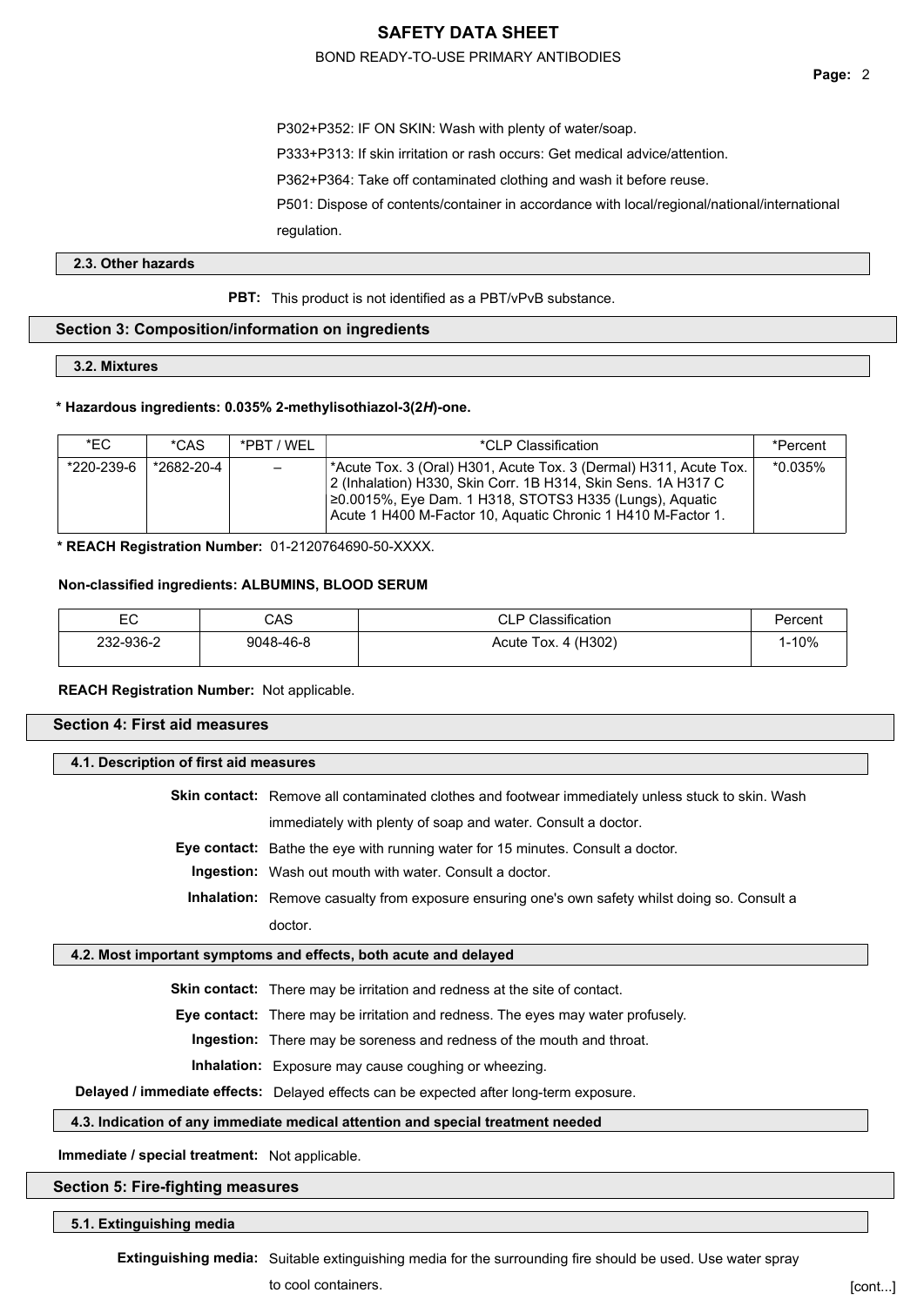P302+P352: IF ON SKIN: Wash with plenty of water/soap.

P333+P313: If skin irritation or rash occurs: Get medical advice/attention.

P362+P364: Take off contaminated clothing and wash it before reuse.

P501: Dispose of contents/container in accordance with local/regional/national/international regulation.

### 2.3. Other hazards

**PBT:** This product is not identified as a PBT/vPvB substance.

## Section 3: Composition/information on ingredients

### 3.2. Mixtures

**\* Hazardous ingredients: 0.035% 2-methylisothiazol-3(2*H*)-one.**

| *EC | *CAS | *PBT / WEL | *CLP Classification | *Percent |
|---|---|---|---|---|
| *220-239-6 | *2682-20-4 | – | *Acute Tox. 3 (Oral) H301, Acute Tox. 3 (Dermal) H311, Acute Tox. 2 (Inhalation) H330, Skin Corr. 1B H314, Skin Sens. 1A H317 C ≥0.0015%, Eye Dam. 1 H318, STOTS3 H335 (Lungs), Aquatic Acute 1 H400 M-Factor 10, Aquatic Chronic 1 H410 M-Factor 1. | *0.035% |

**\* REACH Registration Number:** 01-2120764690-50-XXXX.

**Non-classified ingredients: ALBUMINS, BLOOD SERUM**

| EC | CAS | CLP Classification | Percent |
|---|---|---|---|
| 232-936-2 | 9048-46-8 | Acute Tox. 4 (H302) | 1-10% |

**REACH Registration Number:** Not applicable.

## Section 4: First aid measures

### 4.1. Description of first aid measures

**Skin contact:** Remove all contaminated clothes and footwear immediately unless stuck to skin. Wash immediately with plenty of soap and water. Consult a doctor.

**Eye contact:** Bathe the eye with running water for 15 minutes. Consult a doctor.

**Ingestion:** Wash out mouth with water. Consult a doctor.

**Inhalation:** Remove casualty from exposure ensuring one's own safety whilst doing so. Consult a doctor.

### 4.2. Most important symptoms and effects, both acute and delayed

**Skin contact:** There may be irritation and redness at the site of contact.

**Eye contact:** There may be irritation and redness. The eyes may water profusely.

**Ingestion:** There may be soreness and redness of the mouth and throat.

**Inhalation:** Exposure may cause coughing or wheezing.

**Delayed / immediate effects:** Delayed effects can be expected after long-term exposure.

### 4.3. Indication of any immediate medical attention and special treatment needed

**Immediate / special treatment:** Not applicable.

## Section 5: Fire-fighting measures

### 5.1. Extinguishing media

**Extinguishing media:** Suitable extinguishing media for the surrounding fire should be used. Use water spray to cool containers.

[cont...]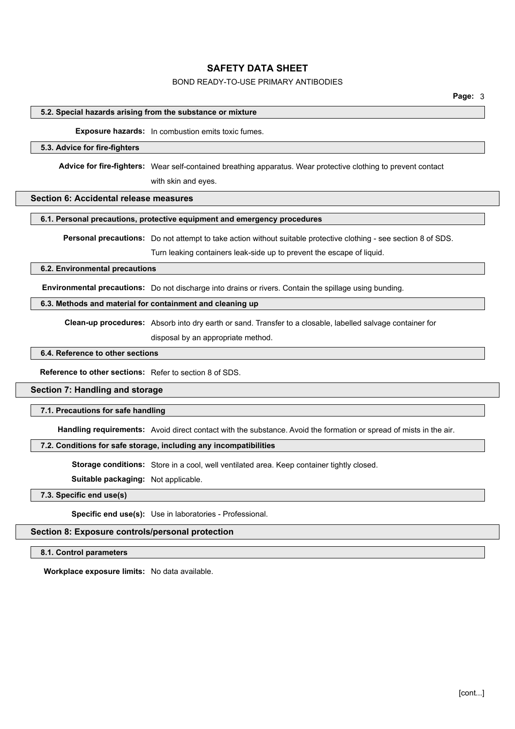#### 5.2. Special hazards arising from the substance or mixture

**Exposure hazards:** In combustion emits toxic fumes.

#### 5.3. Advice for fire-fighters

**Advice for fire-fighters:** Wear self-contained breathing apparatus. Wear protective clothing to prevent contact with skin and eyes.

### Section 6: Accidental release measures

#### 6.1. Personal precautions, protective equipment and emergency procedures

**Personal precautions:** Do not attempt to take action without suitable protective clothing - see section 8 of SDS. Turn leaking containers leak-side up to prevent the escape of liquid.

#### 6.2. Environmental precautions

**Environmental precautions:** Do not discharge into drains or rivers. Contain the spillage using bunding.

#### 6.3. Methods and material for containment and cleaning up

**Clean-up procedures:** Absorb into dry earth or sand. Transfer to a closable, labelled salvage container for disposal by an appropriate method.

#### 6.4. Reference to other sections

**Reference to other sections:** Refer to section 8 of SDS.

### Section 7: Handling and storage

#### 7.1. Precautions for safe handling

**Handling requirements:** Avoid direct contact with the substance. Avoid the formation or spread of mists in the air.

#### 7.2. Conditions for safe storage, including any incompatibilities

**Storage conditions:** Store in a cool, well ventilated area. Keep container tightly closed.

**Suitable packaging:** Not applicable.

#### 7.3. Specific end use(s)

**Specific end use(s):** Use in laboratories - Professional.

### Section 8: Exposure controls/personal protection

#### 8.1. Control parameters

**Workplace exposure limits:** No data available.

[cont...]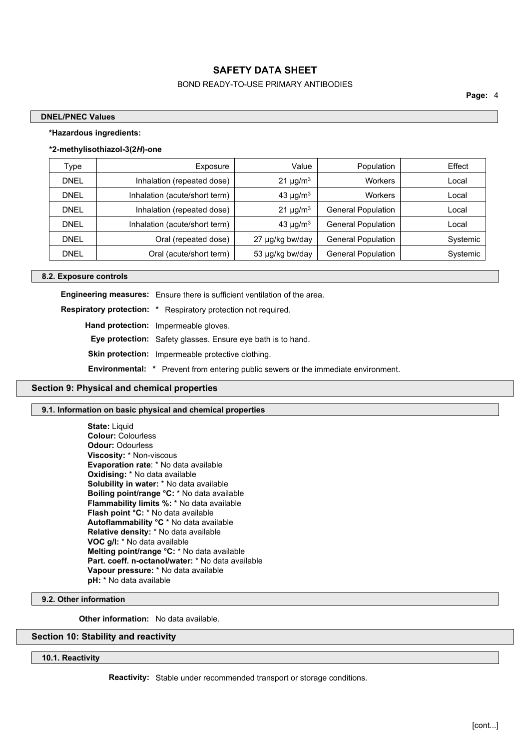#### DNEL/PNEC Values

**\*Hazardous ingredients:**

**\*2-methylisothiazol-3(2*H*)-one**

| Type | Exposure | Value | Population | Effect |
|---|---|---|---|---|
| DNEL | Inhalation (repeated dose) | 21 µg/m$^3$ | Workers | Local |
| DNEL | Inhalation (acute/short term) | 43 µg/m$^3$ | Workers | Local |
| DNEL | Inhalation (repeated dose) | 21 µg/m$^3$ | General Population | Local |
| DNEL | Inhalation (acute/short term) | 43 µg/m$^3$ | General Population | Local |
| DNEL | Oral (repeated dose) | 27 µg/kg bw/day | General Population | Systemic |
| DNEL | Oral (acute/short term) | 53 µg/kg bw/day | General Population | Systemic |

#### 8.2. Exposure controls

**Engineering measures:** Ensure there is sufficient ventilation of the area.

**Respiratory protection:** * Respiratory protection not required.

**Hand protection:** Impermeable gloves.

**Eye protection:** Safety glasses. Ensure eye bath is to hand.

**Skin protection:** Impermeable protective clothing.

**Environmental:** * Prevent from entering public sewers or the immediate environment.

## Section 9: Physical and chemical properties

#### 9.1. Information on basic physical and chemical properties

**State:** Liquid
**Colour:** Colourless
**Odour:** Odourless
**Viscosity:** * Non-viscous
**Evaporation rate**: * No data available
**Oxidising:** * No data available
**Solubility in water:** * No data available
**Boiling point/range °C:** * No data available
**Flammability limits %:** * No data available
**Flash point °C:** * No data available
**Autoflammability °C** * No data available
**Relative density:** * No data available
**VOC g/l:** * No data available
**Melting point/range °C:** * No data available
**Part. coeff. n-octanol/water:** * No data available
**Vapour pressure:** * No data available
**pH:** * No data available

#### 9.2. Other information

**Other information:** No data available.

## Section 10: Stability and reactivity

#### 10.1. Reactivity

**Reactivity:** Stable under recommended transport or storage conditions.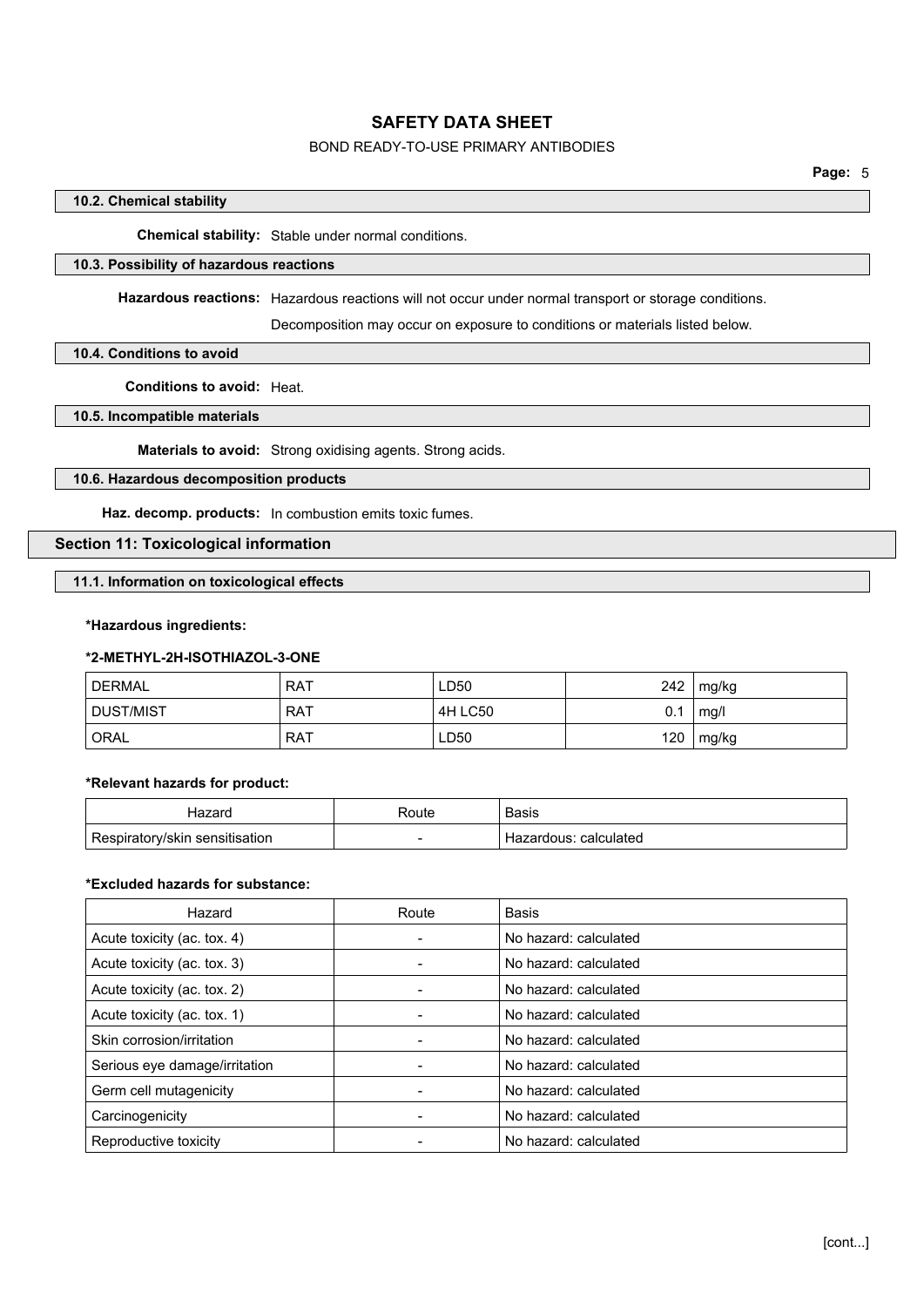### 10.2. Chemical stability

**Chemical stability:** Stable under normal conditions.

### 10.3. Possibility of hazardous reactions

**Hazardous reactions:** Hazardous reactions will not occur under normal transport or storage conditions.

Decomposition may occur on exposure to conditions or materials listed below.

### 10.4. Conditions to avoid

**Conditions to avoid:** Heat.

### 10.5. Incompatible materials

**Materials to avoid:** Strong oxidising agents. Strong acids.

### 10.6. Hazardous decomposition products

**Haz. decomp. products:** In combustion emits toxic fumes.

## Section 11: Toxicological information

### 11.1. Information on toxicological effects

***Hazardous ingredients:**

***2-METHYL-2H-ISOTHIAZOL-3-ONE**

| | | | | |
|---|---|---|---|---|
| DERMAL | RAT | LD50 | 242 | mg/kg |
| DUST/MIST | RAT | 4H LC50 | 0.1 | mg/l |
| ORAL | RAT | LD50 | 120 | mg/kg |

***Relevant hazards for product:**

| Hazard | Route | Basis |
|---|---|---|
| Respiratory/skin sensitisation | - | Hazardous: calculated |

***Excluded hazards for substance:**

| Hazard | Route | Basis |
|---|---|---|
| Acute toxicity (ac. tox. 4) | - | No hazard: calculated |
| Acute toxicity (ac. tox. 3) | - | No hazard: calculated |
| Acute toxicity (ac. tox. 2) | - | No hazard: calculated |
| Acute toxicity (ac. tox. 1) | - | No hazard: calculated |
| Skin corrosion/irritation | - | No hazard: calculated |
| Serious eye damage/irritation | - | No hazard: calculated |
| Germ cell mutagenicity | - | No hazard: calculated |
| Carcinogenicity | - | No hazard: calculated |
| Reproductive toxicity | - | No hazard: calculated |

[cont...]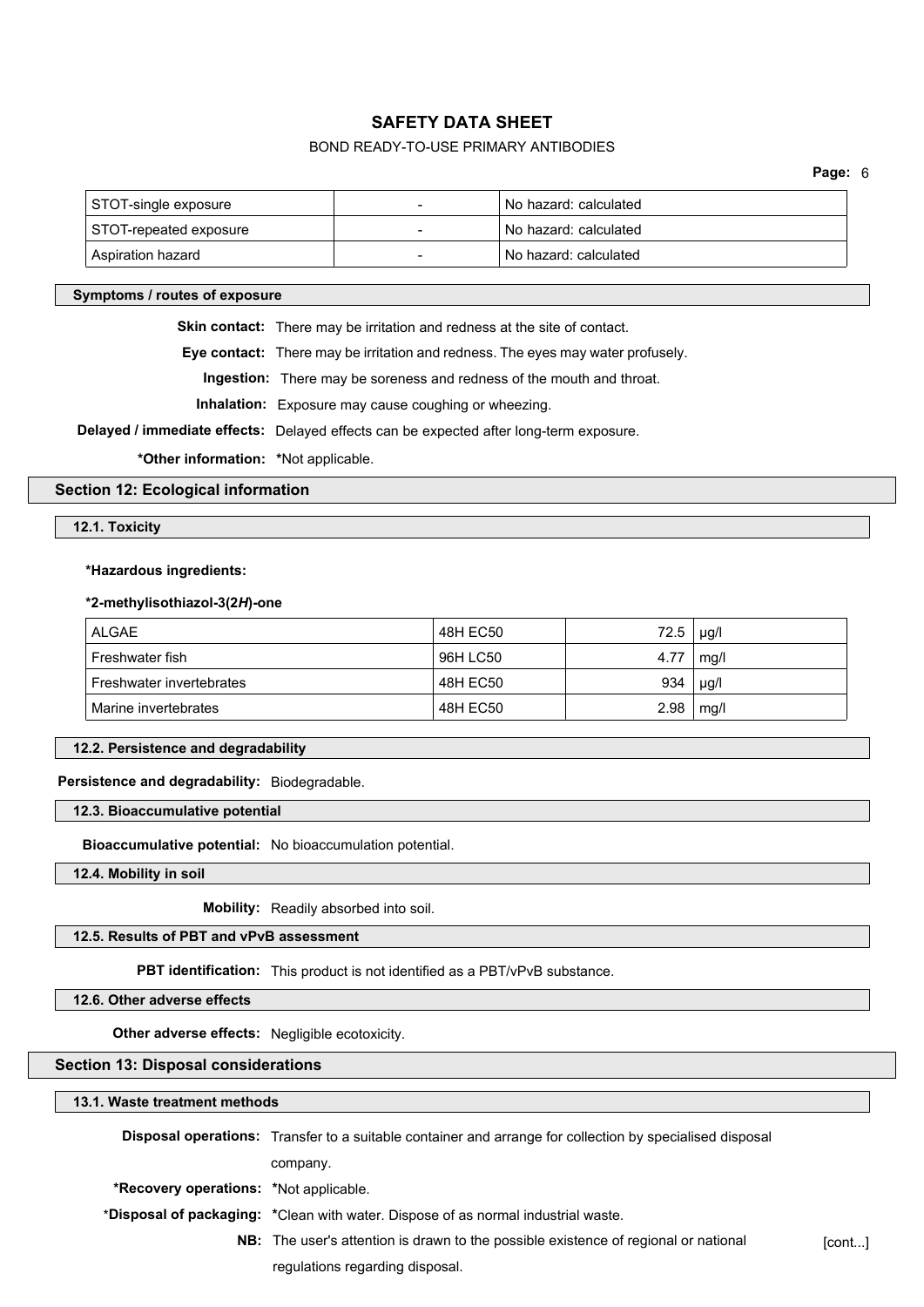| STOT-single exposure | - | No hazard: calculated |
|---|---|---|
| STOT-repeated exposure | - | No hazard: calculated |
| Aspiration hazard | - | No hazard: calculated |

#### Symptoms / routes of exposure

**Skin contact:** There may be irritation and redness at the site of contact.

**Eye contact:** There may be irritation and redness. The eyes may water profusely.

**Ingestion:** There may be soreness and redness of the mouth and throat.

**Inhalation:** Exposure may cause coughing or wheezing.

**Delayed / immediate effects:** Delayed effects can be expected after long-term exposure.

***Other information:** *Not applicable.

## Section 12: Ecological information

### 12.1. Toxicity

***Hazardous ingredients:**

***2-methylisothiazol-3(2*H*)-one**

| ALGAE | 48H EC50 | 72.5 | µg/l |
|---|---|---|---|
| Freshwater fish | 96H LC50 | 4.77 | mg/l |
| Freshwater invertebrates | 48H EC50 | 934 | µg/l |
| Marine invertebrates | 48H EC50 | 2.98 | mg/l |

### 12.2. Persistence and degradability

**Persistence and degradability:** Biodegradable.

### 12.3. Bioaccumulative potential

**Bioaccumulative potential:** No bioaccumulation potential.

### 12.4. Mobility in soil

**Mobility:** Readily absorbed into soil.

### 12.5. Results of PBT and vPvB assessment

**PBT identification:** This product is not identified as a PBT/vPvB substance.

### 12.6. Other adverse effects

**Other adverse effects:** Negligible ecotoxicity.

## Section 13: Disposal considerations

### 13.1. Waste treatment methods

**Disposal operations:** Transfer to a suitable container and arrange for collection by specialised disposal company.

***Recovery operations:** *Not applicable.

***Disposal of packaging:** *Clean with water. Dispose of as normal industrial waste.

**NB:** The user's attention is drawn to the possible existence of regional or national regulations regarding disposal.

[cont...]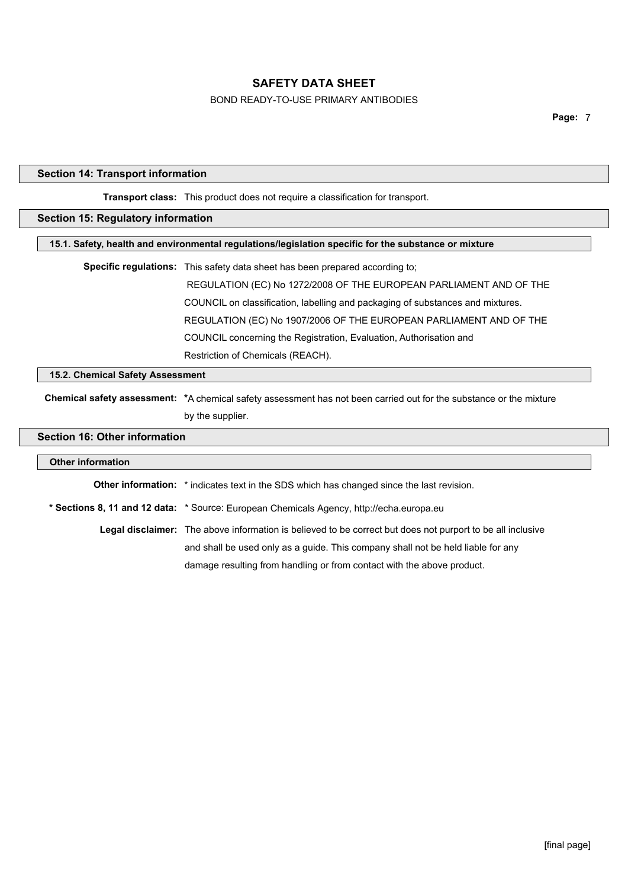## Section 14: Transport information

**Transport class:** This product does not require a classification for transport.

## Section 15: Regulatory information

### 15.1. Safety, health and environmental regulations/legislation specific for the substance or mixture

**Specific regulations:** This safety data sheet has been prepared according to;
REGULATION (EC) No 1272/2008 OF THE EUROPEAN PARLIAMENT AND OF THE COUNCIL on classification, labelling and packaging of substances and mixtures.
REGULATION (EC) No 1907/2006 OF THE EUROPEAN PARLIAMENT AND OF THE COUNCIL concerning the Registration, Evaluation, Authorisation and Restriction of Chemicals (REACH).

### 15.2. Chemical Safety Assessment

**Chemical safety assessment:** *A chemical safety assessment has not been carried out for the substance or the mixture by the supplier.

## Section 16: Other information

### Other information

**Other information:** * indicates text in the SDS which has changed since the last revision.

*** Sections 8, 11 and 12 data:** * Source: European Chemicals Agency, http://echa.europa.eu

**Legal disclaimer:** The above information is believed to be correct but does not purport to be all inclusive and shall be used only as a guide. This company shall not be held liable for any damage resulting from handling or from contact with the above product.

[final page]